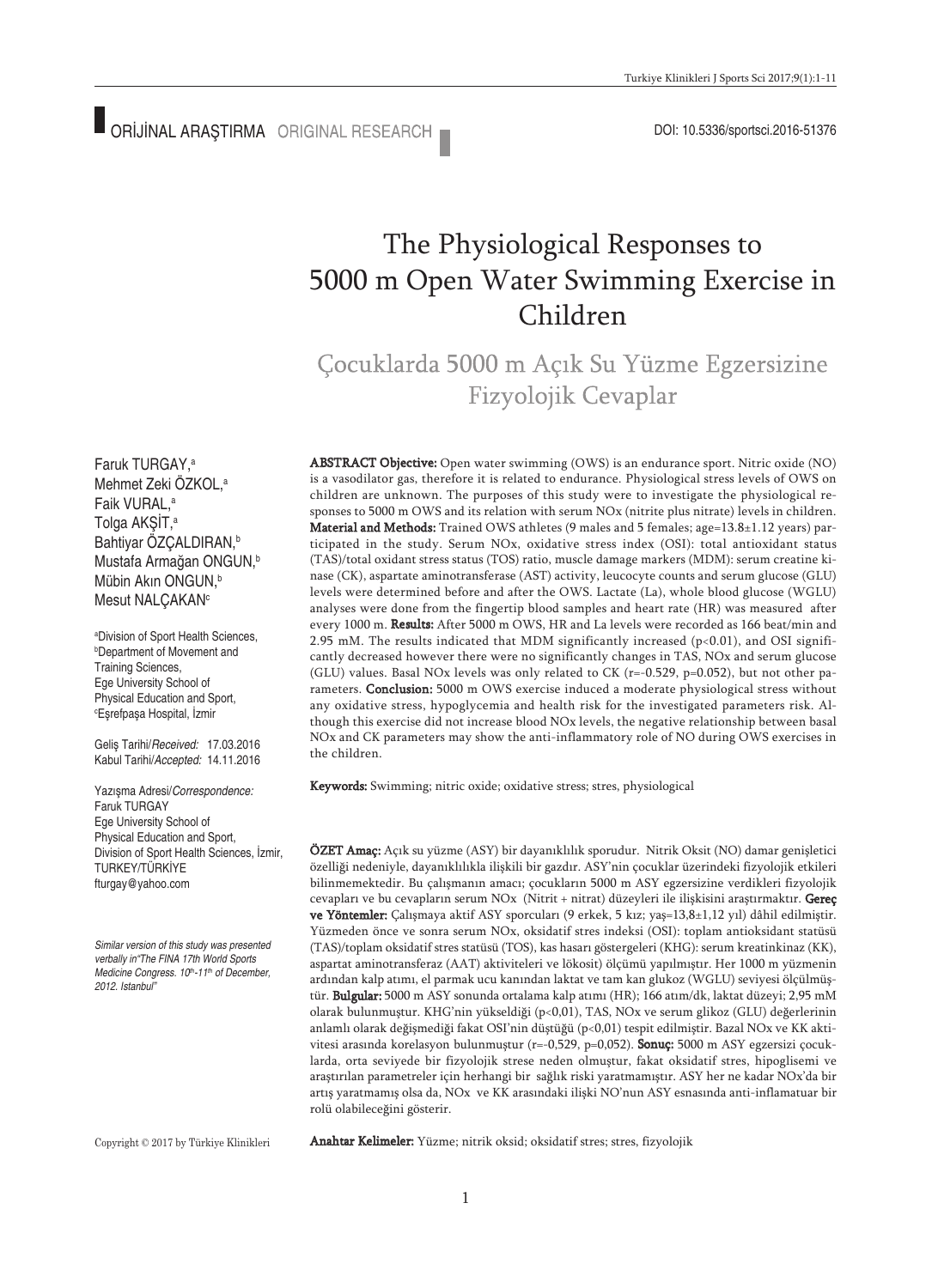ORİJİNAL ARAŞTIRMA ORIGINAL RESEARCH

DOI: 10.5336/sportsci.2016-51376

# The Physiological Responses to 5000 m Open Water Swimming Exercise in Children

## Çocuklarda 5000 m Açık Su Yüzme Egzersizine Fizyolojik Cevaplar

Faruk TURGAY,[a]
Mehmet Zeki ÖZKOL,[a]
Faik VURAL,[a]
Tolga AKŞİT,[a]
Bahtiyar ÖZÇALDIRAN,[b]
Mustafa Armağan ONGUN,[b]
Mübin Akın ONGUN,[b]
Mesut NALÇAKAN[c]

[a]Division of Sport Health Sciences,
[b]Department of Movement and Training Sciences,
Ege University School of Physical Education and Sport,
[c]Eşrefpaşa Hospital, İzmir

Geliş Tarihi/*Received:* 17.03.2016
Kabul Tarihi/*Accepted:* 14.11.2016

Yazışma Adresi/*Correspondence:*
Faruk TURGAY
Ege University School of Physical Education and Sport,
Division of Sport Health Sciences, İzmir,
TURKEY/TÜRKİYE
fturgay@yahoo.com

*Similar version of this study was presented verbally in "The FINA 17th World Sports Medicine Congress. 10th-11th of December, 2012. Istanbul"*

**ABSTRACT Objective:** Open water swimming (OWS) is an endurance sport. Nitric oxide (NO) is a vasodilator gas, therefore it is related to endurance. Physiological stress levels of OWS on children are unknown. The purposes of this study were to investigate the physiological responses to 5000 m OWS and its relation with serum NOx (nitrite plus nitrate) levels in children. **Material and Methods:** Trained OWS athletes (9 males and 5 females; age=13.8±1.12 years) participated in the study. Serum NOx, oxidative stress index (OSI): total antioxidant status (TAS)/total oxidant stress status (TOS) ratio, muscle damage markers (MDM): serum creatine kinase (CK), aspartate aminotransferase (AST) activity, leucocyte counts and serum glucose (GLU) levels were determined before and after the OWS. Lactate (La), whole blood glucose (WGLU) analyses were done from the fingertip blood samples and heart rate (HR) was measured after every 1000 m. **Results:** After 5000 m OWS, HR and La levels were recorded as 166 beat/min and 2.95 mM. The results indicated that MDM significantly increased ($p<0.01$), and OSI significantly decreased however there were no significantly changes in TAS, NOx and serum glucose (GLU) values. Basal NOx levels was only related to CK ($r=-0.529$, $p=0.052$), but not other parameters. **Conclusion:** 5000 m OWS exercise induced a moderate physiological stress without any oxidative stress, hypoglycemia and health risk for the investigated parameters risk. Although this exercise did not increase blood NOx levels, the negative relationship between basal NOx and CK parameters may show the anti-inflammatory role of NO during OWS exercises in the children.

**Keywords:** Swimming; nitric oxide; oxidative stress; stres, physiological

**ÖZET Amaç:** Açık su yüzme (ASY) bir dayanıklılık sporudur. Nitrik Oksit (NO) damar genişletici özelliği nedeniyle, dayanıklılıkla ilişkili bir gazdır. ASY'nin çocuklar üzerindeki fizyolojik etkileri bilinmemektedir. Bu çalışmanın amacı; çocukların 5000 m ASY egzersizine verdikleri fizyolojik cevapları ve bu cevapların serum NOx (Nitrit + nitrat) düzeyleri ile ilişkisini araştırmaktır. **Gereç ve Yöntemler:** Çalışmaya aktif ASY sporcuları (9 erkek, 5 kız; yaş=13,8±1,12 yıl) dâhil edilmiştir. Yüzmeden önce ve sonra serum NOx, oksidatif stres indeksi (OSI): toplam antioksidant statüsü (TAS)/toplam oksidatif stres statüsü (TOS), kas hasarı göstergeleri (KHG): serum kreatinkinaz (KK), aspartat aminotransferaz (AAT) aktiviteleri ve lökosit) ölçümü yapılmıştır. Her 1000 m yüzmenin ardından kalp atımı, el parmak ucu kanından laktat ve tam kan glukoz (WGLU) seviyesi ölçülmüştür. **Bulgular:** 5000 m ASY sonunda ortalama kalp atımı (HR); 166 atım/dk, laktat düzeyi; 2,95 mM olarak bulunmuştur. KHG'nin yükseldiği ($p<0,01$), TAS, NOx ve serum glikoz (GLU) değerlerinin anlamlı olarak değişmediği fakat OSI'nin düştüğü ($p<0,01$) tespit edilmiştir. Bazal NOx ve KK aktivitesi arasında korelasyon bulunmuştur ($r=-0,529$, $p=0,052$). **Sonuç:** 5000 m ASY egzersizi çocuklarda, orta seviyede bir fizyolojik strese neden olmuştur, fakat oksidatif stres, hipoglisemi ve araştırılan parametreler için herhangi bir sağlık riski yaratmamıştır. ASY her ne kadar NOx'da bir artış yaratmamış olsa da, NOx ve KK arasındaki ilişki NO'nun ASY esnasında anti-inflamatuar bir rolü olabileceğini gösterir.

**Anahtar Kelimeler:** Yüzme; nitrik oksid; oksidatif stres; stres, fizyolojik

Copyright © 2017 by Türkiye Klinikleri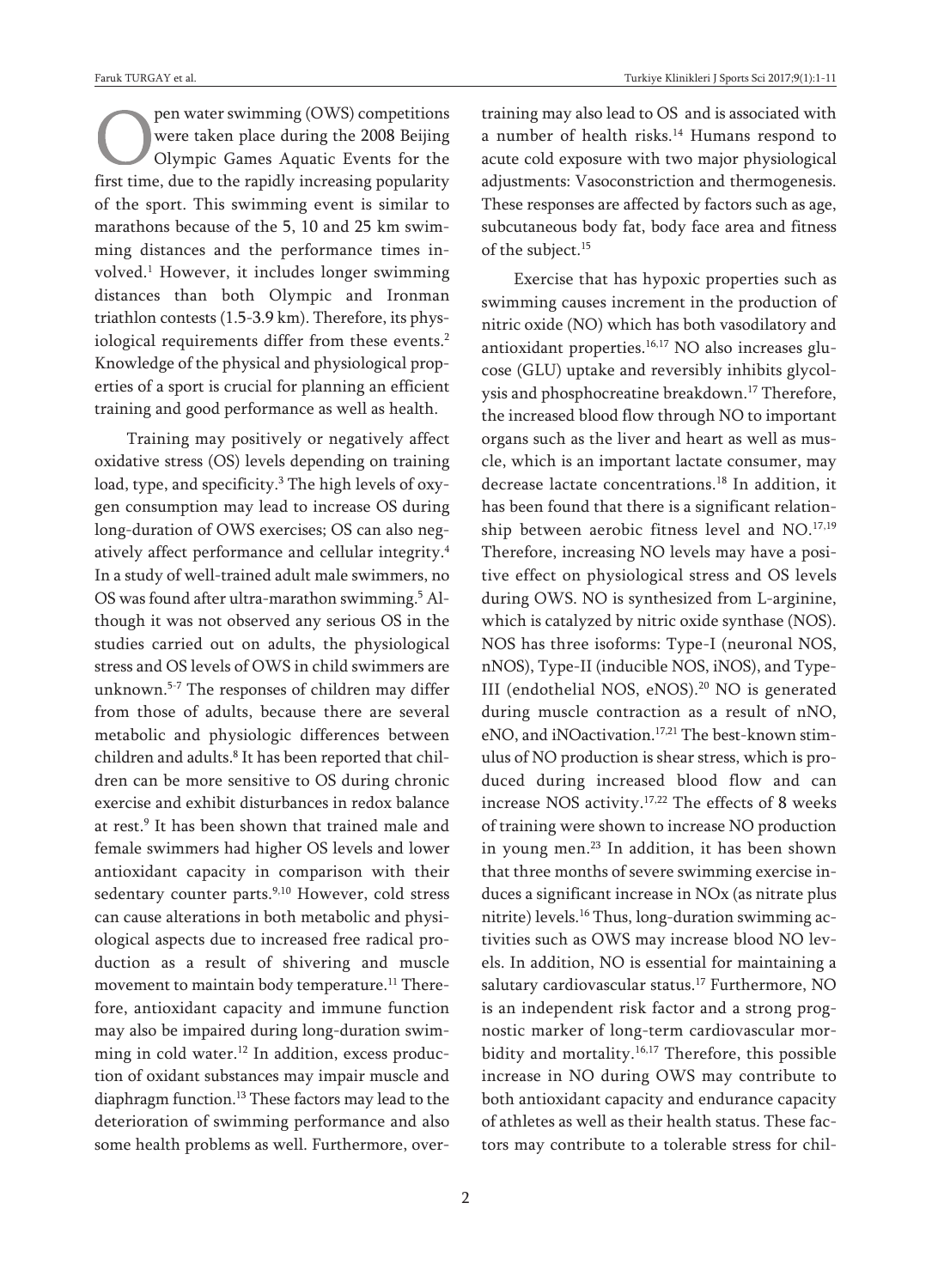Open water swimming (OWS) competitions were taken place during the 2008 Beijing Olympic Games Aquatic Events for the first time, due to the rapidly increasing popularity of the sport. This swimming event is similar to marathons because of the 5, 10 and 25 km swimming distances and the performance times involved.[1] However, it includes longer swimming distances than both Olympic and Ironman triathlon contests (1.5-3.9 km). Therefore, its physiological requirements differ from these events.[2] Knowledge of the physical and physiological properties of a sport is crucial for planning an efficient training and good performance as well as health.

Training may positively or negatively affect oxidative stress (OS) levels depending on training load, type, and specificity.[3] The high levels of oxygen consumption may lead to increase OS during long-duration of OWS exercises; OS can also negatively affect performance and cellular integrity.[4] In a study of well-trained adult male swimmers, no OS was found after ultra-marathon swimming.[5] Although it was not observed any serious OS in the studies carried out on adults, the physiological stress and OS levels of OWS in child swimmers are unknown.[5-7] The responses of children may differ from those of adults, because there are several metabolic and physiologic differences between children and adults.[8] It has been reported that children can be more sensitive to OS during chronic exercise and exhibit disturbances in redox balance at rest.[9] It has been shown that trained male and female swimmers had higher OS levels and lower antioxidant capacity in comparison with their sedentary counter parts.[9,10] However, cold stress can cause alterations in both metabolic and physiological aspects due to increased free radical production as a result of shivering and muscle movement to maintain body temperature.[11] Therefore, antioxidant capacity and immune function may also be impaired during long-duration swimming in cold water.[12] In addition, excess production of oxidant substances may impair muscle and diaphragm function.[13] These factors may lead to the deterioration of swimming performance and also some health problems as well. Furthermore, overtraining may also lead to OS and is associated with a number of health risks.[14] Humans respond to acute cold exposure with two major physiological adjustments: Vasoconstriction and thermogenesis. These responses are affected by factors such as age, subcutaneous body fat, body face area and fitness of the subject.[15]

Exercise that has hypoxic properties such as swimming causes increment in the production of nitric oxide (NO) which has both vasodilatory and antioxidant properties.[16,17] NO also increases glucose (GLU) uptake and reversibly inhibits glycolysis and phosphocreatine breakdown.[17] Therefore, the increased blood flow through NO to important organs such as the liver and heart as well as muscle, which is an important lactate consumer, may decrease lactate concentrations.[18] In addition, it has been found that there is a significant relationship between aerobic fitness level and NO.[17,19] Therefore, increasing NO levels may have a positive effect on physiological stress and OS levels during OWS. NO is synthesized from L-arginine, which is catalyzed by nitric oxide synthase (NOS). NOS has three isoforms: Type-I (neuronal NOS, nNOS), Type-II (inducible NOS, iNOS), and Type-III (endothelial NOS, eNOS).[20] NO is generated during muscle contraction as a result of nNO, eNO, and iNOactivation.[17,21] The best-known stimulus of NO production is shear stress, which is produced during increased blood flow and can increase NOS activity.[17,22] The effects of 8 weeks of training were shown to increase NO production in young men.[23] In addition, it has been shown that three months of severe swimming exercise induces a significant increase in NOx (as nitrate plus nitrite) levels.[16] Thus, long-duration swimming activities such as OWS may increase blood NO levels. In addition, NO is essential for maintaining a salutary cardiovascular status.[17] Furthermore, NO is an independent risk factor and a strong prognostic marker of long-term cardiovascular morbidity and mortality.[16,17] Therefore, this possible increase in NO during OWS may contribute to both antioxidant capacity and endurance capacity of athletes as well as their health status. These factors may contribute to a tolerable stress for chil-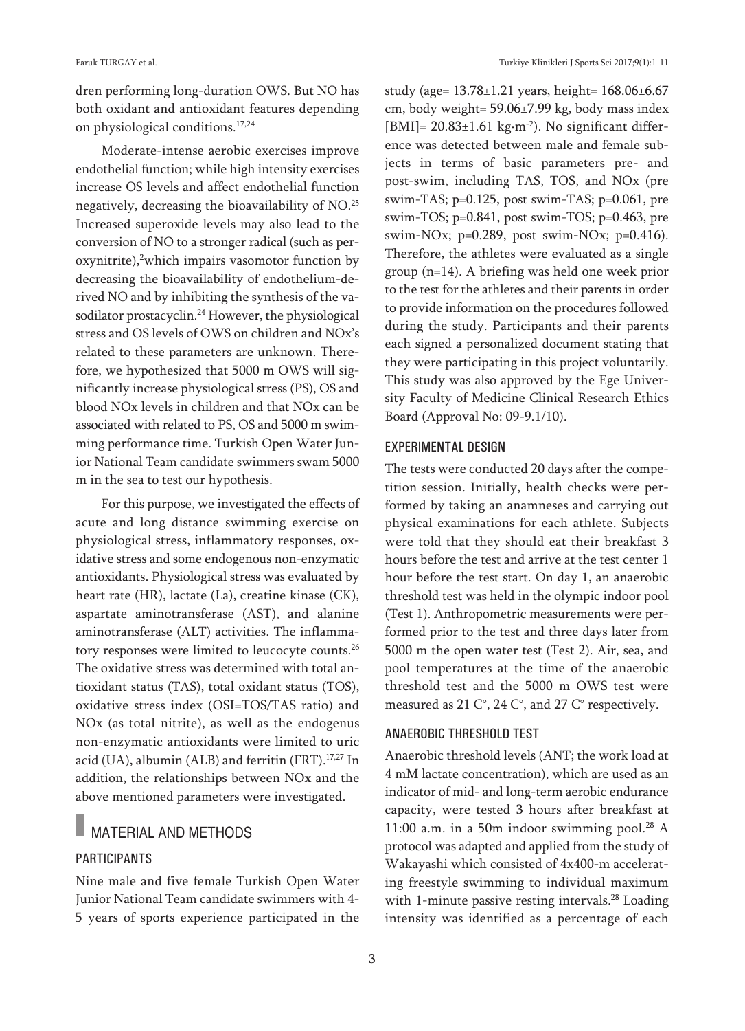dren performing long-duration OWS. But NO has both oxidant and antioxidant features depending on physiological conditions.[17,24]

Moderate-intense aerobic exercises improve endothelial function; while high intensity exercises increase OS levels and affect endothelial function negatively, decreasing the bioavailability of NO.[25] Increased superoxide levels may also lead to the conversion of NO to a stronger radical (such as peroxynitrite),[2] which impairs vasomotor function by decreasing the bioavailability of endothelium-derived NO and by inhibiting the synthesis of the vasodilator prostacyclin.[24] However, the physiological stress and OS levels of OWS on children and NOx's related to these parameters are unknown. Therefore, we hypothesized that 5000 m OWS will significantly increase physiological stress (PS), OS and blood NOx levels in children and that NOx can be associated with related to PS, OS and 5000 m swimming performance time. Turkish Open Water Junior National Team candidate swimmers swam 5000 m in the sea to test our hypothesis.

For this purpose, we investigated the effects of acute and long distance swimming exercise on physiological stress, inflammatory responses, oxidative stress and some endogenous non-enzymatic antioxidants. Physiological stress was evaluated by heart rate (HR), lactate (La), creatine kinase (CK), aspartate aminotransferase (AST), and alanine aminotransferase (ALT) activities. The inflammatory responses were limited to leucocyte counts.[26] The oxidative stress was determined with total antioxidant status (TAS), total oxidant status (TOS), oxidative stress index (OSI=TOS/TAS ratio) and NOx (as total nitrite), as well as the endogenus non-enzymatic antioxidants were limited to uric acid (UA), albumin (ALB) and ferritin (FRT).[17,27] In addition, the relationships between NOx and the above mentioned parameters were investigated.

## MATERIAL AND METHODS

### PARTICIPANTS

Nine male and five female Turkish Open Water Junior National Team candidate swimmers with 4-5 years of sports experience participated in the study (age= 13.78±1.21 years, height= 168.06±6.67 cm, body weight= 59.06±7.99 kg, body mass index [BMI]= 20.83±1.61 kg·m$^{-2}$). No significant difference was detected between male and female subjects in terms of basic parameters pre- and post-swim, including TAS, TOS, and NOx (pre swim-TAS; p=0.125, post swim-TAS; p=0.061, pre swim-TOS; p=0.841, post swim-TOS; p=0.463, pre swim-NOx; p=0.289, post swim-NOx; p=0.416). Therefore, the athletes were evaluated as a single group (n=14). A briefing was held one week prior to the test for the athletes and their parents in order to provide information on the procedures followed during the study. Participants and their parents each signed a personalized document stating that they were participating in this project voluntarily. This study was also approved by the Ege University Faculty of Medicine Clinical Research Ethics Board (Approval No: 09-9.1/10).

### EXPERIMENTAL DESIGN

The tests were conducted 20 days after the competition session. Initially, health checks were performed by taking an anamneses and carrying out physical examinations for each athlete. Subjects were told that they should eat their breakfast 3 hours before the test and arrive at the test center 1 hour before the test start. On day 1, an anaerobic threshold test was held in the olympic indoor pool (Test 1). Anthropometric measurements were performed prior to the test and three days later from 5000 m the open water test (Test 2). Air, sea, and pool temperatures at the time of the anaerobic threshold test and the 5000 m OWS test were measured as 21 C°, 24 C°, and 27 C° respectively.

### ANAEROBIC THRESHOLD TEST

Anaerobic threshold levels (ANT; the work load at 4 mM lactate concentration), which are used as an indicator of mid- and long-term aerobic endurance capacity, were tested 3 hours after breakfast at 11:00 a.m. in a 50m indoor swimming pool.[28] A protocol was adapted and applied from the study of Wakayashi which consisted of 4x400-m accelerating freestyle swimming to individual maximum with 1-minute passive resting intervals.[28] Loading intensity was identified as a percentage of each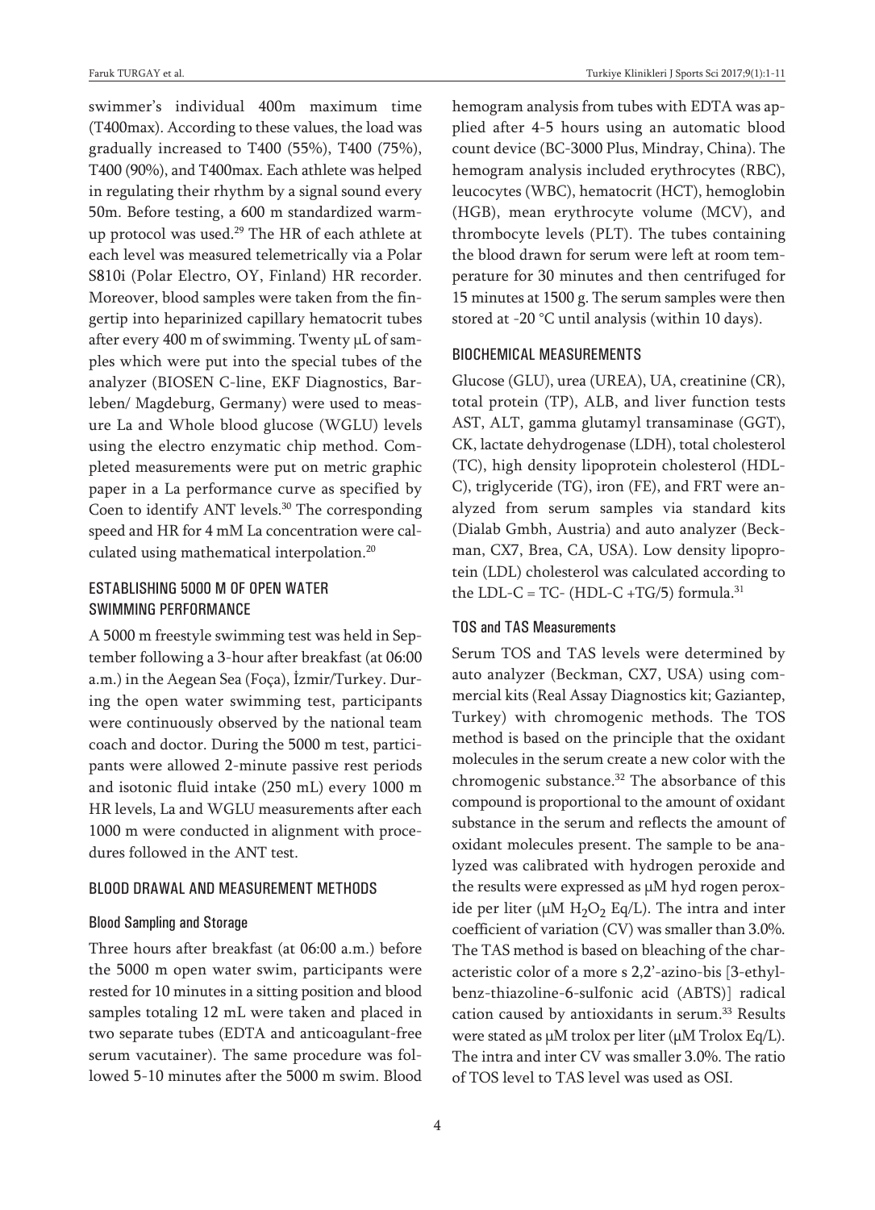swimmer's individual 400m maximum time (T400max). According to these values, the load was gradually increased to T400 (55%), T400 (75%), T400 (90%), and T400max. Each athlete was helped in regulating their rhythm by a signal sound every 50m. Before testing, a 600 m standardized warm-up protocol was used.[29] The HR of each athlete at each level was measured telemetrically via a Polar S810i (Polar Electro, OY, Finland) HR recorder. Moreover, blood samples were taken from the fingertip into heparinized capillary hematocrit tubes after every 400 m of swimming. Twenty μL of samples which were put into the special tubes of the analyzer (BIOSEN C-line, EKF Diagnostics, Barleben/ Magdeburg, Germany) were used to measure La and Whole blood glucose (WGLU) levels using the electro enzymatic chip method. Completed measurements were put on metric graphic paper in a La performance curve as specified by Coen to identify ANT levels.[30] The corresponding speed and HR for 4 mM La concentration were calculated using mathematical interpolation.[20]

## ESTABLISHING 5000 M OF OPEN WATER SWIMMING PERFORMANCE

A 5000 m freestyle swimming test was held in September following a 3-hour after breakfast (at 06:00 a.m.) in the Aegean Sea (Foça), İzmir/Turkey. During the open water swimming test, participants were continuously observed by the national team coach and doctor. During the 5000 m test, participants were allowed 2-minute passive rest periods and isotonic fluid intake (250 mL) every 1000 m HR levels, La and WGLU measurements after each 1000 m were conducted in alignment with procedures followed in the ANT test.

## BLOOD DRAWAL AND MEASUREMENT METHODS

### Blood Sampling and Storage

Three hours after breakfast (at 06:00 a.m.) before the 5000 m open water swim, participants were rested for 10 minutes in a sitting position and blood samples totaling 12 mL were taken and placed in two separate tubes (EDTA and anticoagulant-free serum vacutainer). The same procedure was followed 5-10 minutes after the 5000 m swim. Blood hemogram analysis from tubes with EDTA was applied after 4-5 hours using an automatic blood count device (BC-3000 Plus, Mindray, China). The hemogram analysis included erythrocytes (RBC), leucocytes (WBC), hematocrit (HCT), hemoglobin (HGB), mean erythrocyte volume (MCV), and thrombocyte levels (PLT). The tubes containing the blood drawn for serum were left at room temperature for 30 minutes and then centrifuged for 15 minutes at 1500 g. The serum samples were then stored at -20 °C until analysis (within 10 days).

## BIOCHEMICAL MEASUREMENTS

Glucose (GLU), urea (UREA), UA, creatinine (CR), total protein (TP), ALB, and liver function tests AST, ALT, gamma glutamyl transaminase (GGT), CK, lactate dehydrogenase (LDH), total cholesterol (TC), high density lipoprotein cholesterol (HDL-C), triglyceride (TG), iron (FE), and FRT were analyzed from serum samples via standard kits (Dialab Gmbh, Austria) and auto analyzer (Beckman, CX7, Brea, CA, USA). Low density lipoprotein (LDL) cholesterol was calculated according to the LDL-C = TC- (HDL-C +TG/5) formula.[31]

### TOS and TAS Measurements

Serum TOS and TAS levels were determined by auto analyzer (Beckman, CX7, USA) using commercial kits (Real Assay Diagnostics kit; Gaziantep, Turkey) with chromogenic methods. The TOS method is based on the principle that the oxidant molecules in the serum create a new color with the chromogenic substance.[32] The absorbance of this compound is proportional to the amount of oxidant substance in the serum and reflects the amount of oxidant molecules present. The sample to be analyzed was calibrated with hydrogen peroxide and the results were expressed as μM hyd rogen peroxide per liter (μM $H_2O_2$ Eq/L). The intra and inter coefficient of variation (CV) was smaller than 3.0%. The TAS method is based on bleaching of the characteristic color of a more s 2,2'-azino-bis [3-ethylbenz-thiazoline-6-sulfonic acid (ABTS)] radical cation caused by antioxidants in serum.[33] Results were stated as μM trolox per liter (μM Trolox Eq/L). The intra and inter CV was smaller 3.0%. The ratio of TOS level to TAS level was used as OSI.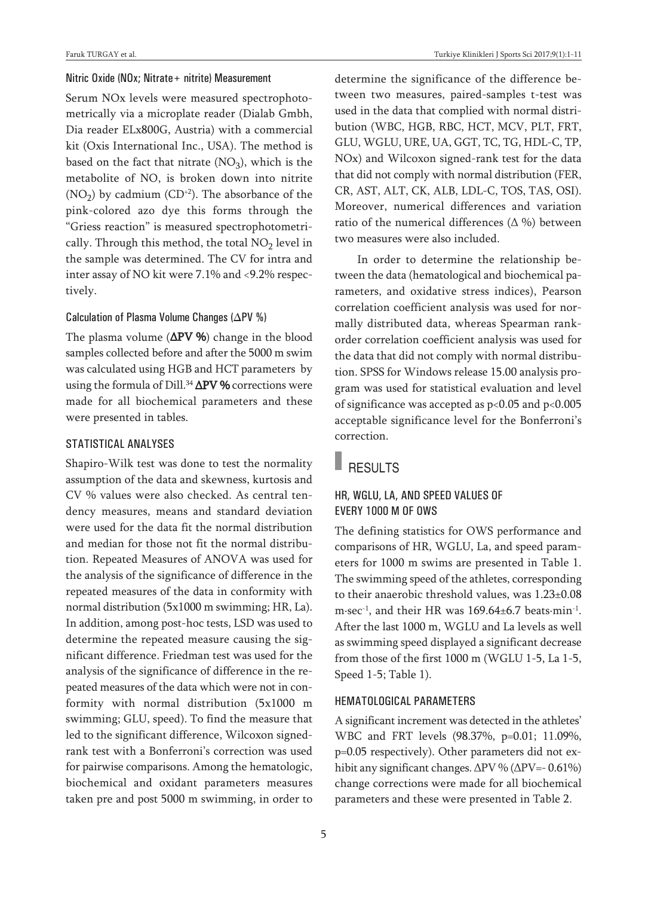### Nitric Oxide (NOx; Nitrate+ nitrite) Measurement

Serum NOx levels were measured spectrophotometrically via a microplate reader (Dialab Gmbh, Dia reader ELx800G, Austria) with a commercial kit (Oxis International Inc., USA). The method is based on the fact that nitrate ($NO_3$), which is the metabolite of NO, is broken down into nitrite ($NO_2$) by cadmium ($CD^{+2}$). The absorbance of the pink-colored azo dye this forms through the "Griess reaction" is measured spectrophotometrically. Through this method, the total $NO_2$ level in the sample was determined. The CV for intra and inter assay of NO kit were 7.1% and <9.2% respectively.

### Calculation of Plasma Volume Changes (ΔPV %)

The plasma volume (**ΔPV %**) change in the blood samples collected before and after the 5000 m swim was calculated using HGB and HCT parameters by using the formula of Dill.[34] **ΔPV %** corrections were made for all biochemical parameters and these were presented in tables.

## STATISTICAL ANALYSES

Shapiro-Wilk test was done to test the normality assumption of the data and skewness, kurtosis and CV % values were also checked. As central tendency measures, means and standard deviation were used for the data fit the normal distribution and median for those not fit the normal distribution. Repeated Measures of ANOVA was used for the analysis of the significance of difference in the repeated measures of the data in conformity with normal distribution (5x1000 m swimming; HR, La). In addition, among post-hoc tests, LSD was used to determine the repeated measure causing the significant difference. Friedman test was used for the analysis of the significance of difference in the repeated measures of the data which were not in conformity with normal distribution (5x1000 m swimming; GLU, speed). To find the measure that led to the significant difference, Wilcoxon signed-rank test with a Bonferroni's correction was used for pairwise comparisons. Among the hematologic, biochemical and oxidant parameters measures taken pre and post 5000 m swimming, in order to determine the significance of the difference between two measures, paired-samples t-test was used in the data that complied with normal distribution (WBC, HGB, RBC, HCT, MCV, PLT, FRT, GLU, WGLU, URE, UA, GGT, TC, TG, HDL-C, TP, NOx) and Wilcoxon signed-rank test for the data that did not comply with normal distribution (FER, CR, AST, ALT, CK, ALB, LDL-C, TOS, TAS, OSI). Moreover, numerical differences and variation ratio of the numerical differences (Δ %) between two measures were also included.

In order to determine the relationship between the data (hematological and biochemical parameters, and oxidative stress indices), Pearson correlation coefficient analysis was used for normally distributed data, whereas Spearman rank-order correlation coefficient analysis was used for the data that did not comply with normal distribution. SPSS for Windows release 15.00 analysis program was used for statistical evaluation and level of significance was accepted as $p<0.05$ and $p<0.005$ acceptable significance level for the Bonferroni's correction.

# RESULTS

## HR, WGLU, LA, AND SPEED VALUES OF EVERY 1000 M OF OWS

The defining statistics for OWS performance and comparisons of HR, WGLU, La, and speed parameters for 1000 m swims are presented in Table 1. The swimming speed of the athletes, corresponding to their anaerobic threshold values, was 1.23±0.08 $m \cdot sec^{-1}$, and their HR was 169.64±6.7 $beats \cdot min^{-1}$. After the last 1000 m, WGLU and La levels as well as swimming speed displayed a significant decrease from those of the first 1000 m (WGLU 1-5, La 1-5, Speed 1-5; Table 1).

## HEMATOLOGICAL PARAMETERS

A significant increment was detected in the athletes' WBC and FRT levels (98.37%, p=0.01; 11.09%, p=0.05 respectively). Other parameters did not exhibit any significant changes. ΔPV % (ΔPV=- 0.61%) change corrections were made for all biochemical parameters and these were presented in Table 2.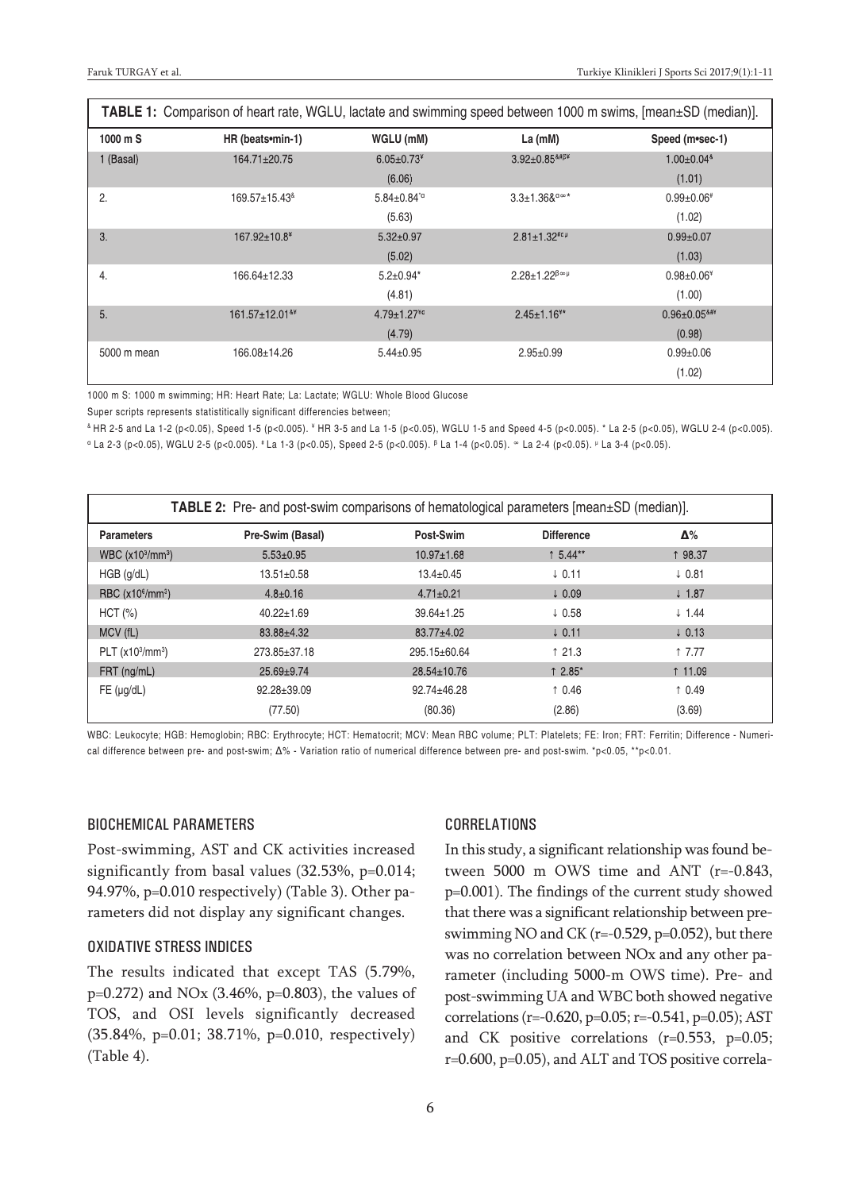**TABLE 1:** Comparison of heart rate, WGLU, lactate and swimming speed between 1000 m swims, [mean±SD (median)].

| 1000 m S | HR (beats•min-1) | WGLU (mM) | La (mM) | Speed (m•sec-1) |
|---|---|---|---|---|
| 1 (Basal) | 164.71±20.75 | 6.05±0.73[¥] (6.06) | 3.92±0.85[&#β¥] | 1.00±0.04[&] (1.01) |
| 2. | 169.57±15.43[&] | 5.84±0.84[*¤] (5.63) | 3.3±1.36&[¤∞*] | 0.99±0.06[#] (1.02) |
| 3. | 167.92±10.8[¥] | 5.32±0.97 (5.02) | 2.81±1.32[#¤µ] | 0.99±0.07 (1.03) |
| 4. | 166.64±12.33 | 5.2±0.94[*] (4.81) | 2.28±1.22[β∞µ] | 0.98±0.06[¥] (1.00) |
| 5. | 161.57±12.01[&¥] | 4.79±1.27[¥¤] (4.79) | 2.45±1.16[¥*] | 0.96±0.05[&#¥] (0.98) |
| 5000 m mean | 166.08±14.26 | 5.44±0.95 | 2.95±0.99 | 0.99±0.06 (1.02) |

1000 m S: 1000 m swimming; HR: Heart Rate; La: Lactate; WGLU: Whole Blood Glucose

Super scripts represents statistitically significant differencies between;

[&] HR 2-5 and La 1-2 (p<0.05), Speed 1-5 (p<0.005). [¥] HR 3-5 and La 1-5 (p<0.05), WGLU 1-5 and Speed 4-5 (p<0.005). [*] La 2-5 (p<0.05), WGLU 2-4 (p<0.005). [¤] La 2-3 (p<0.05), WGLU 2-5 (p<0.005). [#] La 1-3 (p<0.05), Speed 2-5 (p<0.005). [β] La 1-4 (p<0.05). [∞] La 2-4 (p<0.05). [µ] La 3-4 (p<0.05).

**TABLE 2:** Pre- and post-swim comparisons of hematological parameters [mean±SD (median)].

| Parameters | Pre-Swim (Basal) | Post-Swim | Difference | Δ% |
|---|---|---|---|---|
| WBC ($x10^3/mm^3$) | 5.53±0.95 | 10.97±1.68 | ↑ 5.44** | ↑ 98.37 |
| HGB (g/dL) | 13.51±0.58 | 13.4±0.45 | ↓ 0.11 | ↓ 0.81 |
| RBC ($x10^6/mm^3$) | 4.8±0.16 | 4.71±0.21 | ↓ 0.09 | ↓ 1.87 |
| HCT (%) | 40.22±1.69 | 39.64±1.25 | ↓ 0.58 | ↓ 1.44 |
| MCV (fL) | 83.88±4.32 | 83.77±4.02 | ↓ 0.11 | ↓ 0.13 |
| PLT ($x10^3/mm^3$) | 273.85±37.18 | 295.15±60.64 | ↑ 21.3 | ↑ 7.77 |
| FRT (ng/mL) | 25.69±9.74 | 28.54±10.76 | ↑ 2.85* | ↑ 11.09 |
| FE (µg/dL) | 92.28±39.09 (77.50) | 92.74±46.28 (80.36) | ↑ 0.46 (2.86) | ↑ 0.49 (3.69) |

WBC: Leukocyte; HGB: Hemoglobin; RBC: Erythrocyte; HCT: Hematocrit; MCV: Mean RBC volume; PLT: Platelets; FE: Iron; FRT: Ferritin; Difference - Numerical difference between pre- and post-swim; Δ% - Variation ratio of numerical difference between pre- and post-swim. *p<0.05, **p<0.01.

### BIOCHEMICAL PARAMETERS

Post-swimming, AST and CK activities increased significantly from basal values (32.53%, p=0.014; 94.97%, p=0.010 respectively) (Table 3). Other parameters did not display any significant changes.

### OXIDATIVE STRESS INDICES

The results indicated that except TAS (5.79%, p=0.272) and NOx (3.46%, p=0.803), the values of TOS, and OSI levels significantly decreased (35.84%, p=0.01; 38.71%, p=0.010, respectively) (Table 4).

### CORRELATIONS

In this study, a significant relationship was found between 5000 m OWS time and ANT (r=-0.843, p=0.001). The findings of the current study showed that there was a significant relationship between pre-swimming NO and CK (r=-0.529, p=0.052), but there was no correlation between NOx and any other parameter (including 5000-m OWS time). Pre- and post-swimming UA and WBC both showed negative correlations (r=-0.620, p=0.05; r=-0.541, p=0.05); AST and CK positive correlations (r=0.553, p=0.05; r=0.600, p=0.05), and ALT and TOS positive correla-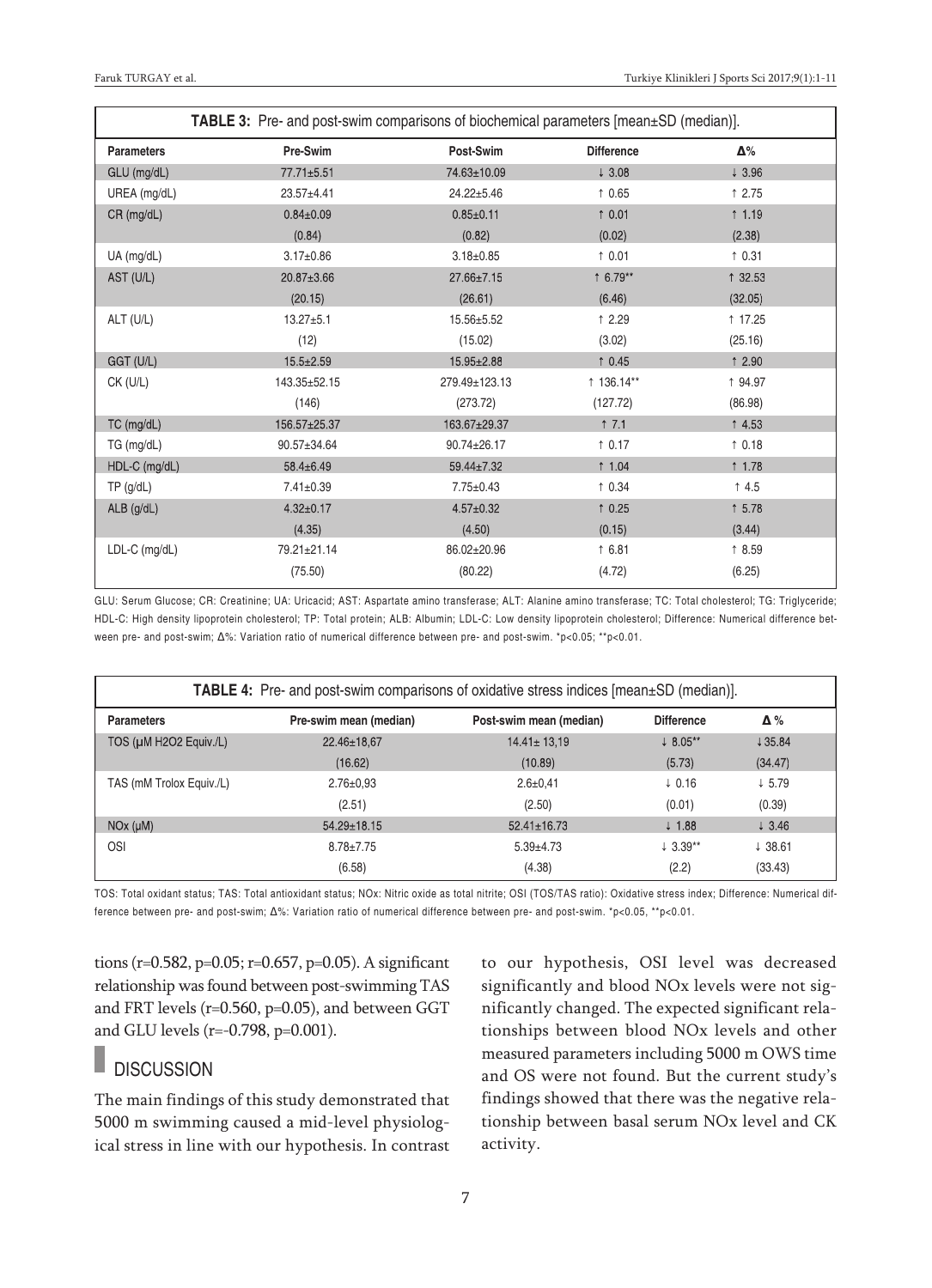**TABLE 3:** Pre- and post-swim comparisons of biochemical parameters [mean±SD (median)].

| Parameters | Pre-Swim | Post-Swim | Difference | Δ% |
|---|---|---|---|---|
| GLU (mg/dL) | 77.71±5.51 | 74.63±10.09 | ↓ 3.08 | ↓ 3.96 |
| UREA (mg/dL) | 23.57±4.41 | 24.22±5.46 | ↑ 0.65 | ↑ 2.75 |
| CR (mg/dL) | 0.84±0.09 | 0.85±0.11 | ↑ 0.01 | ↑ 1.19 |
| | (0.84) | (0.82) | (0.02) | (2.38) |
| UA (mg/dL) | 3.17±0.86 | 3.18±0.85 | ↑ 0.01 | ↑ 0.31 |
| AST (U/L) | 20.87±3.66 | 27.66±7.15 | ↑ 6.79** | ↑ 32.53 |
| | (20.15) | (26.61) | (6.46) | (32.05) |
| ALT (U/L) | 13.27±5.1 | 15.56±5.52 | ↑ 2.29 | ↑ 17.25 |
| | (12) | (15.02) | (3.02) | (25.16) |
| GGT (U/L) | 15.5±2.59 | 15.95±2.88 | ↑ 0.45 | ↑ 2.90 |
| CK (U/L) | 143.35±52.15 | 279.49±123.13 | ↑ 136.14** | ↑ 94.97 |
| | (146) | (273.72) | (127.72) | (86.98) |
| TC (mg/dL) | 156.57±25.37 | 163.67±29.37 | ↑ 7.1 | ↑ 4.53 |
| TG (mg/dL) | 90.57±34.64 | 90.74±26.17 | ↑ 0.17 | ↑ 0.18 |
| HDL-C (mg/dL) | 58.4±6.49 | 59.44±7.32 | ↑ 1.04 | ↑ 1.78 |
| TP (g/dL) | 7.41±0.39 | 7.75±0.43 | ↑ 0.34 | ↑ 4.5 |
| ALB (g/dL) | 4.32±0.17 | 4.57±0.32 | ↑ 0.25 | ↑ 5.78 |
| | (4.35) | (4.50) | (0.15) | (3.44) |
| LDL-C (mg/dL) | 79.21±21.14 | 86.02±20.96 | ↑ 6.81 | ↑ 8.59 |
| | (75.50) | (80.22) | (4.72) | (6.25) |

GLU: Serum Glucose; CR: Creatinine; UA: Uricacid; AST: Aspartate amino transferase; ALT: Alanine amino transferase; TC: Total cholesterol; TG: Triglyceride; HDL-C: High density lipoprotein cholesterol; TP: Total protein; ALB: Albumin; LDL-C: Low density lipoprotein cholesterol; Difference: Numerical difference between pre- and post-swim; Δ%: Variation ratio of numerical difference between pre- and post-swim. *$p<0.05$; **$p<0.01$.

**TABLE 4:** Pre- and post-swim comparisons of oxidative stress indices [mean±SD (median)].

| Parameters | Pre-swim mean (median) | Post-swim mean (median) | Difference | Δ % |
|---|---|---|---|---|
| TOS (μM $H_2O_2$ Equiv./L) | 22.46±18,67 | 14.41± 13,19 | ↓ 8.05** | ↓35.84 |
| | (16.62) | (10.89) | (5.73) | (34.47) |
| TAS (mM Trolox Equiv./L) | 2.76±0,93 | 2.6±0,41 | ↓ 0.16 | ↓ 5.79 |
| | (2.51) | (2.50) | (0.01) | (0.39) |
| NOx (μM) | 54.29±18.15 | 52.41±16.73 | ↓ 1.88 | ↓ 3.46 |
| OSI | 8.78±7.75 | 5.39±4.73 | ↓ 3.39** | ↓ 38.61 |
| | (6.58) | (4.38) | (2.2) | (33.43) |

TOS: Total oxidant status; TAS: Total antioxidant status; NOx: Nitric oxide as total nitrite; OSI (TOS/TAS ratio): Oxidative stress index; Difference: Numerical difference between pre- and post-swim; Δ%: Variation ratio of numerical difference between pre- and post-swim. *$p<0.05$, **$p<0.01$.

tions ($r=0.582$, $p=0.05$; $r=0.657$, $p=0.05$). A significant relationship was found between post-swimming TAS and FRT levels ($r=0.560$, $p=0.05$), and between GGT and GLU levels ($r=-0.798$, $p=0.001$).

## DISCUSSION

The main findings of this study demonstrated that 5000 m swimming caused a mid-level physiological stress in line with our hypothesis. In contrast to our hypothesis, OSI level was decreased significantly and blood NOx levels were not significantly changed. The expected significant relationships between blood NOx levels and other measured parameters including 5000 m OWS time and OS were not found. But the current study's findings showed that there was the negative relationship between basal serum NOx level and CK activity.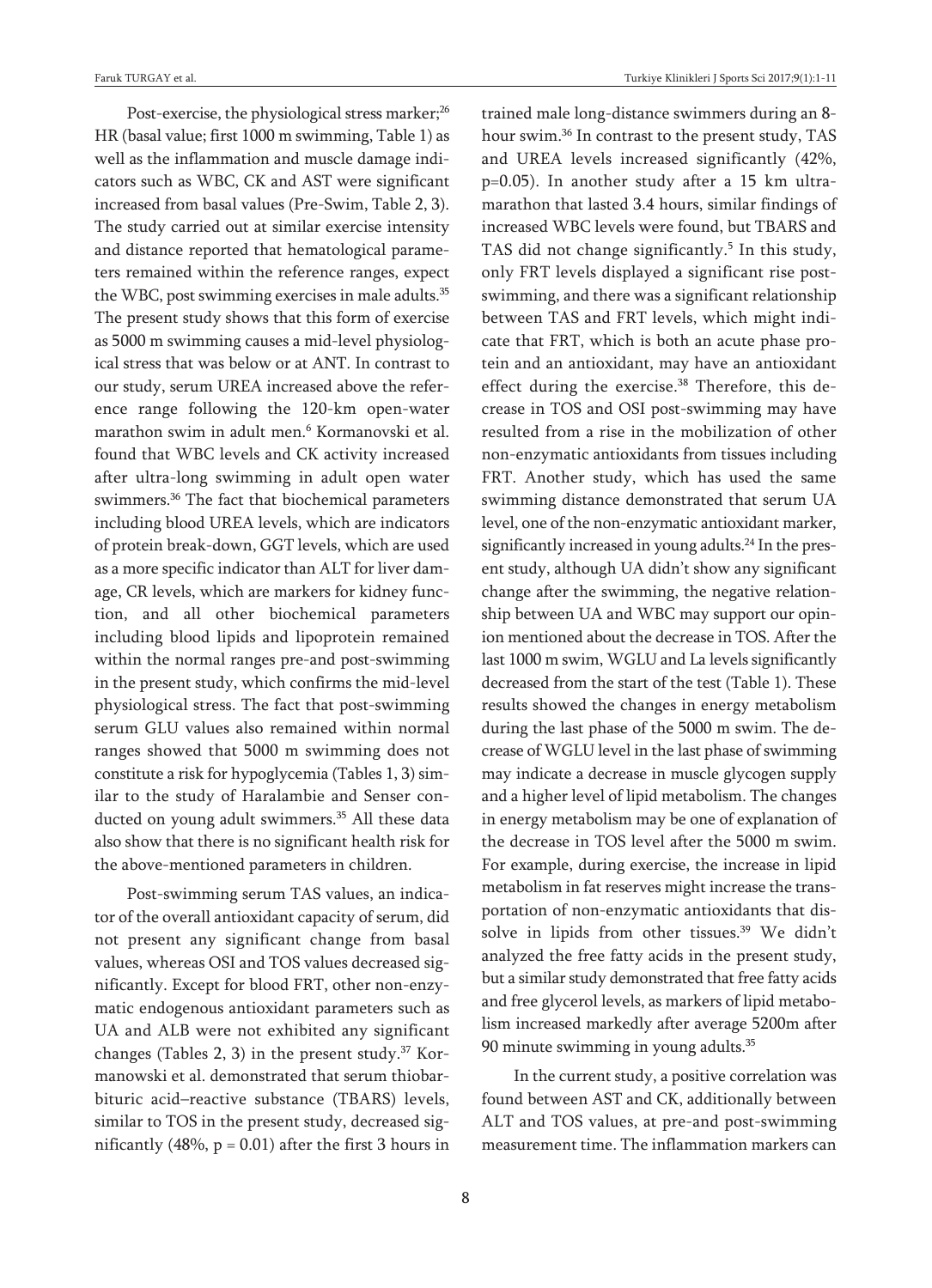Post-exercise, the physiological stress marker;[26] HR (basal value; first 1000 m swimming, Table 1) as well as the inflammation and muscle damage indicators such as WBC, CK and AST were significant increased from basal values (Pre-Swim, Table 2, 3). The study carried out at similar exercise intensity and distance reported that hematological parameters remained within the reference ranges, expect the WBC, post swimming exercises in male adults.[35] The present study shows that this form of exercise as 5000 m swimming causes a mid-level physiological stress that was below or at ANT. In contrast to our study, serum UREA increased above the reference range following the 120-km open-water marathon swim in adult men.[6] Kormanovski et al. found that WBC levels and CK activity increased after ultra-long swimming in adult open water swimmers.[36] The fact that biochemical parameters including blood UREA levels, which are indicators of protein break-down, GGT levels, which are used as a more specific indicator than ALT for liver damage, CR levels, which are markers for kidney function, and all other biochemical parameters including blood lipids and lipoprotein remained within the normal ranges pre-and post-swimming in the present study, which confirms the mid-level physiological stress. The fact that post-swimming serum GLU values also remained within normal ranges showed that 5000 m swimming does not constitute a risk for hypoglycemia (Tables 1, 3) similar to the study of Haralambie and Senser conducted on young adult swimmers.[35] All these data also show that there is no significant health risk for the above-mentioned parameters in children.

Post-swimming serum TAS values, an indicator of the overall antioxidant capacity of serum, did not present any significant change from basal values, whereas OSI and TOS values decreased significantly. Except for blood FRT, other non-enzymatic endogenous antioxidant parameters such as UA and ALB were not exhibited any significant changes (Tables 2, 3) in the present study.[37] Kormanowski et al. demonstrated that serum thiobarbituric acid–reactive substance (TBARS) levels, similar to TOS in the present study, decreased significantly (48%, $p = 0.01$) after the first 3 hours in trained male long-distance swimmers during an 8-hour swim.[36] In contrast to the present study, TAS and UREA levels increased significantly (42%, $p=0.05$). In another study after a 15 km ultramarathon that lasted 3.4 hours, similar findings of increased WBC levels were found, but TBARS and TAS did not change significantly.[5] In this study, only FRT levels displayed a significant rise post-swimming, and there was a significant relationship between TAS and FRT levels, which might indicate that FRT, which is both an acute phase protein and an antioxidant, may have an antioxidant effect during the exercise.[38] Therefore, this decrease in TOS and OSI post-swimming may have resulted from a rise in the mobilization of other non-enzymatic antioxidants from tissues including FRT. Another study, which has used the same swimming distance demonstrated that serum UA level, one of the non-enzymatic antioxidant marker, significantly increased in young adults.[24] In the present study, although UA didn't show any significant change after the swimming, the negative relationship between UA and WBC may support our opinion mentioned about the decrease in TOS. After the last 1000 m swim, WGLU and La levels significantly decreased from the start of the test (Table 1). These results showed the changes in energy metabolism during the last phase of the 5000 m swim. The decrease of WGLU level in the last phase of swimming may indicate a decrease in muscle glycogen supply and a higher level of lipid metabolism. The changes in energy metabolism may be one of explanation of the decrease in TOS level after the 5000 m swim. For example, during exercise, the increase in lipid metabolism in fat reserves might increase the transportation of non-enzymatic antioxidants that dissolve in lipids from other tissues.[39] We didn't analyzed the free fatty acids in the present study, but a similar study demonstrated that free fatty acids and free glycerol levels, as markers of lipid metabolism increased markedly after average 5200m after 90 minute swimming in young adults.[35]

In the current study, a positive correlation was found between AST and CK, additionally between ALT and TOS values, at pre-and post-swimming measurement time. The inflammation markers can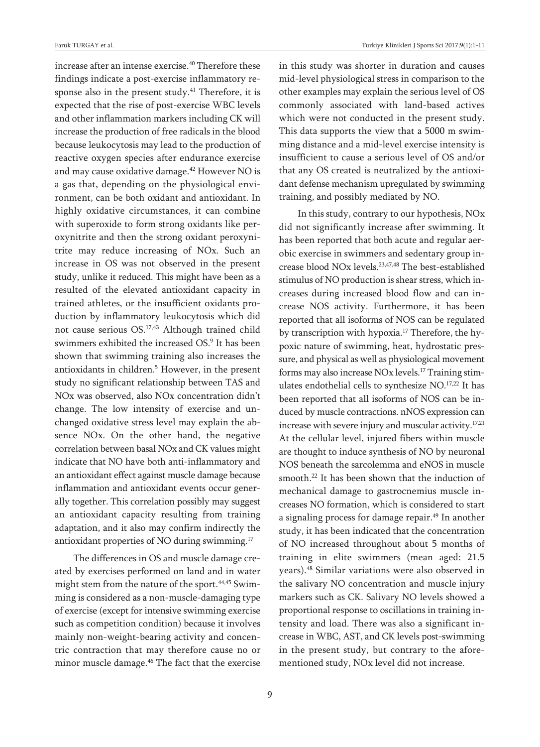increase after an intense exercise.[40] Therefore these findings indicate a post-exercise inflammatory response also in the present study.[41] Therefore, it is expected that the rise of post-exercise WBC levels and other inflammation markers including CK will increase the production of free radicals in the blood because leukocytosis may lead to the production of reactive oxygen species after endurance exercise and may cause oxidative damage.[42] However NO is a gas that, depending on the physiological environment, can be both oxidant and antioxidant. In highly oxidative circumstances, it can combine with superoxide to form strong oxidants like peroxynitrite and then the strong oxidant peroxynitrite may reduce increasing of NOx. Such an increase in OS was not observed in the present study, unlike it reduced. This might have been as a resulted of the elevated antioxidant capacity in trained athletes, or the insufficient oxidants production by inflammatory leukocytosis which did not cause serious OS.[17,43] Although trained child swimmers exhibited the increased OS.[9] It has been shown that swimming training also increases the antioxidants in children.[5] However, in the present study no significant relationship between TAS and NOx was observed, also NOx concentration didn't change. The low intensity of exercise and unchanged oxidative stress level may explain the absence NOx. On the other hand, the negative correlation between basal NOx and CK values might indicate that NO have both anti-inflammatory and an antioxidant effect against muscle damage because inflammation and antioxidant events occur generally together. This correlation possibly may suggest an antioxidant capacity resulting from training adaptation, and it also may confirm indirectly the antioxidant properties of NO during swimming.[17]

The differences in OS and muscle damage created by exercises performed on land and in water might stem from the nature of the sport.[44,45] Swimming is considered as a non-muscle-damaging type of exercise (except for intensive swimming exercise such as competition condition) because it involves mainly non-weight-bearing activity and concentric contraction that may therefore cause no or minor muscle damage.[46] The fact that the exercise in this study was shorter in duration and causes mid-level physiological stress in comparison to the other examples may explain the serious level of OS commonly associated with land-based actives which were not conducted in the present study. This data supports the view that a 5000 m swimming distance and a mid-level exercise intensity is insufficient to cause a serious level of OS and/or that any OS created is neutralized by the antioxidant defense mechanism upregulated by swimming training, and possibly mediated by NO.

In this study, contrary to our hypothesis, NOx did not significantly increase after swimming. It has been reported that both acute and regular aerobic exercise in swimmers and sedentary group increase blood NOx levels.[23,47,48] The best-established stimulus of NO production is shear stress, which increases during increased blood flow and can increase NOS activity. Furthermore, it has been reported that all isoforms of NOS can be regulated by transcription with hypoxia.[17] Therefore, the hypoxic nature of swimming, heat, hydrostatic pressure, and physical as well as physiological movement forms may also increase NOx levels.[17] Training stimulates endothelial cells to synthesize NO.[17,22] It has been reported that all isoforms of NOS can be induced by muscle contractions. nNOS expression can increase with severe injury and muscular activity.[17,21] At the cellular level, injured fibers within muscle are thought to induce synthesis of NO by neuronal NOS beneath the sarcolemma and eNOS in muscle smooth.[22] It has been shown that the induction of mechanical damage to gastrocnemius muscle increases NO formation, which is considered to start a signaling process for damage repair.[49] In another study, it has been indicated that the concentration of NO increased throughout about 5 months of training in elite swimmers (mean aged: 21.5 years).[48] Similar variations were also observed in the salivary NO concentration and muscle injury markers such as CK. Salivary NO levels showed a proportional response to oscillations in training intensity and load. There was also a significant increase in WBC, AST, and CK levels post-swimming in the present study, but contrary to the aforementioned study, NOx level did not increase.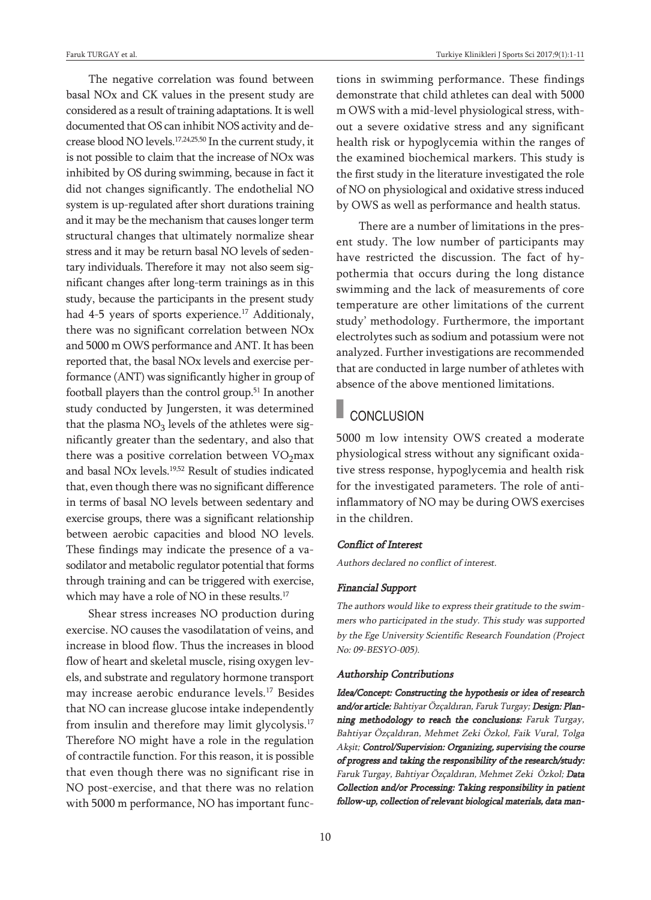The negative correlation was found between basal NOx and CK values in the present study are considered as a result of training adaptations. It is well documented that OS can inhibit NOS activity and decrease blood NO levels.[17,24,25,50] In the current study, it is not possible to claim that the increase of NOx was inhibited by OS during swimming, because in fact it did not changes significantly. The endothelial NO system is up-regulated after short durations training and it may be the mechanism that causes longer term structural changes that ultimately normalize shear stress and it may be return basal NO levels of sedentary individuals. Therefore it may not also seem significant changes after long-term trainings as in this study, because the participants in the present study had 4-5 years of sports experience.[17] Additionaly, there was no significant correlation between NOx and 5000 m OWS performance and ANT. It has been reported that, the basal NOx levels and exercise performance (ANT) was significantly higher in group of football players than the control group.[51] In another study conducted by Jungersten, it was determined that the plasma $NO_3$ levels of the athletes were significantly greater than the sedentary, and also that there was a positive correlation between $VO_2$max and basal NOx levels.[19,52] Result of studies indicated that, even though there was no significant difference in terms of basal NO levels between sedentary and exercise groups, there was a significant relationship between aerobic capacities and blood NO levels. These findings may indicate the presence of a vasodilator and metabolic regulator potential that forms through training and can be triggered with exercise, which may have a role of NO in these results.[17]

Shear stress increases NO production during exercise. NO causes the vasodilatation of veins, and increase in blood flow. Thus the increases in blood flow of heart and skeletal muscle, rising oxygen levels, and substrate and regulatory hormone transport may increase aerobic endurance levels.[17] Besides that NO can increase glucose intake independently from insulin and therefore may limit glycolysis.[17] Therefore NO might have a role in the regulation of contractile function. For this reason, it is possible that even though there was no significant rise in NO post-exercise, and that there was no relation with 5000 m performance, NO has important functions in swimming performance. These findings demonstrate that child athletes can deal with 5000 m OWS with a mid-level physiological stress, without a severe oxidative stress and any significant health risk or hypoglycemia within the ranges of the examined biochemical markers. This study is the first study in the literature investigated the role of NO on physiological and oxidative stress induced by OWS as well as performance and health status.

There are a number of limitations in the present study. The low number of participants may have restricted the discussion. The fact of hypothermia that occurs during the long distance swimming and the lack of measurements of core temperature are other limitations of the current study' methodology. Furthermore, the important electrolytes such as sodium and potassium were not analyzed. Further investigations are recommended that are conducted in large number of athletes with absence of the above mentioned limitations.

## CONCLUSION

5000 m low intensity OWS created a moderate physiological stress without any significant oxidative stress response, hypoglycemia and health risk for the investigated parameters. The role of anti-inflammatory of NO may be during OWS exercises in the children.

#### *Conflict of Interest*

*Authors declared no conflict of interest.*

#### *Financial Support*

*The authors would like to express their gratitude to the swimmers who participated in the study. This study was supported by the Ege University Scientific Research Foundation (Project No: 09-BESYO-005).*

#### *Authorship Contributions*

***Idea/Concept: Constructing the hypothesis or idea of research and/or article:*** *Bahtiyar Özçaldıran, Faruk Turgay;* ***Design: Planning methodology to reach the conclusions:*** *Faruk Turgay, Bahtiyar Özçaldıran, Mehmet Zeki Özkol, Faik Vural, Tolga Akşit;* ***Control/Supervision: Organizing, supervising the course of progress and taking the responsibility of the research/study:*** *Faruk Turgay, Bahtiyar Özçaldıran, Mehmet Zeki Özkol;* ***Data Collection and/or Processing: Taking responsibility in patient follow-up, collection of relevant biological materials, data man-***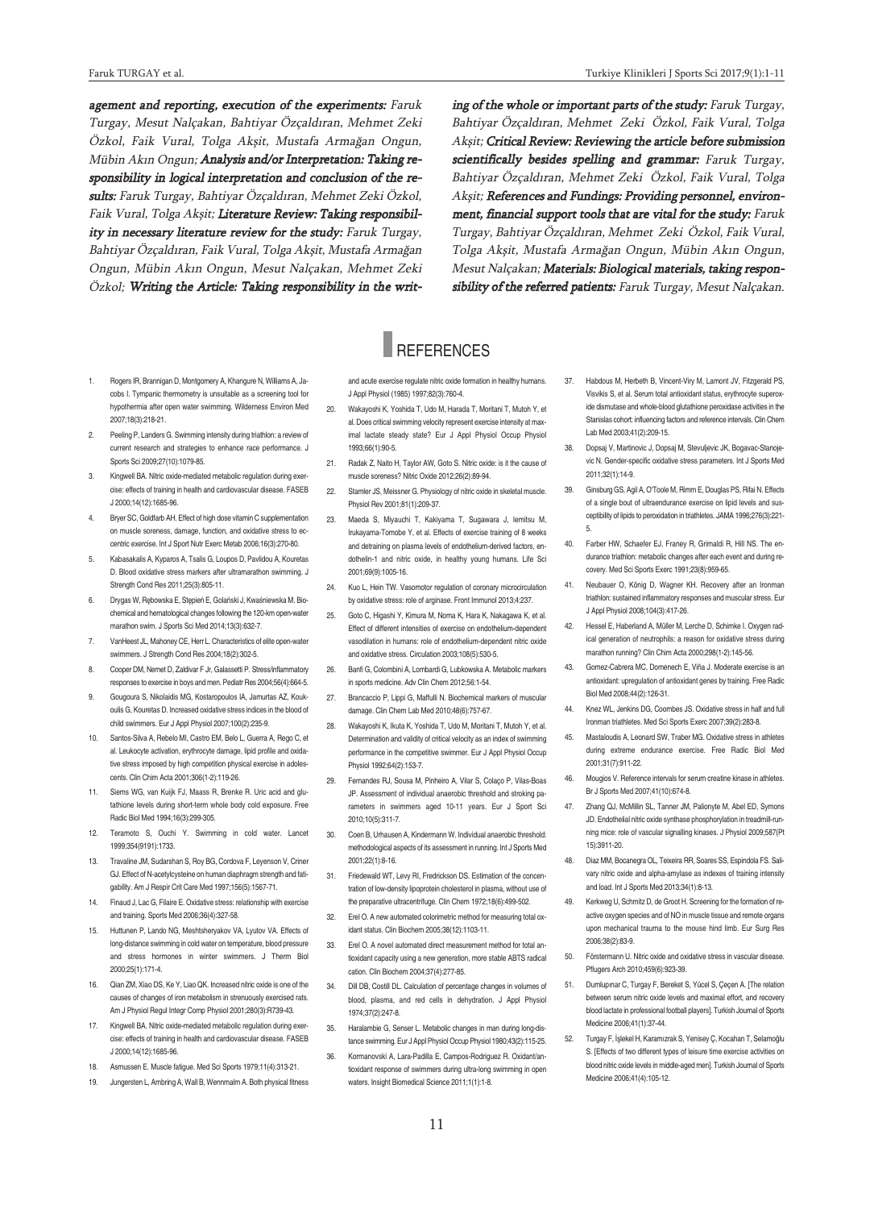***agement and reporting, execution of the experiments:*** *Faruk Turgay, Mesut Nalçakan, Bahtiyar Özçaldıran, Mehmet Zeki Özkol, Faik Vural, Tolga Akşit, Mustafa Armağan Ongun, Mübin Akın Ongun;* ***Analysis and/or Interpretation: Taking responsibility in logical interpretation and conclusion of the results:*** *Faruk Turgay, Bahtiyar Özçaldıran, Mehmet Zeki Özkol, Faik Vural, Tolga Akşit;* ***Literature Review: Taking responsibility in necessary literature review for the study:*** *Faruk Turgay, Bahtiyar Özçaldıran, Faik Vural, Tolga Akşit, Mustafa Armağan Ongun, Mübin Akın Ongun, Mesut Nalçakan, Mehmet Zeki Özkol;* ***Writing the Article: Taking responsibility in the writing of the whole or important parts of the study:*** *Faruk Turgay, Bahtiyar Özçaldıran, Mehmet Zeki Özkol, Faik Vural, Tolga Akşit;* ***Critical Review: Reviewing the article before submission scientifically besides spelling and grammar:*** *Faruk Turgay, Bahtiyar Özçaldıran, Mehmet Zeki Özkol, Faik Vural, Tolga Akşit;* ***References and Fundings: Providing personnel, environment, financial support tools that are vital for the study:*** *Faruk Turgay, Bahtiyar Özçaldıran, Mehmet Zeki Özkol, Faik Vural, Tolga Akşit, Mustafa Armağan Ongun, Mübin Akın Ongun, Mesut Nalçakan;* ***Materials: Biological materials, taking responsibility of the referred patients:*** *Faruk Turgay, Mesut Nalçakan.*

## REFERENCES

1. Rogers IR, Brannigan D, Montgomery A, Khangure N, Williams A, Jacobs I. Tympanic thermometry is unsuitable as a screening tool for hypothermia after open water swimming. Wilderness Environ Med 2007;18(3):218-21.
2. Peeling P, Landers G. Swimming intensity during triathlon: a review of current research and strategies to enhance race performance. J Sports Sci 2009;27(10):1079-85.
3. Kingwell BA. Nitric oxide-mediated metabolic regulation during exercise: effects of training in health and cardiovascular disease. FASEB J 2000;14(12):1685-96.
4. Bryer SC, Goldfarb AH. Effect of high dose vitamin C supplementation on muscle soreness, damage, function, and oxidative stress to eccentric exercise. Int J Sport Nutr Exerc Metab 2006;16(3):270-80.
5. Kabasakalis A, Kyparos A, Tsalis G, Loupos D, Pavlidou A, Kouretas D. Blood oxidative stress markers after ultramarathon swimming. J Strength Cond Res 2011;25(3):805-11.
6. Drygas W, Rębowska E, Stępień E, Golański J, Kwaśniewska M. Biochemical and hematological changes following the 120-km open-water marathon swim. J Sports Sci Med 2014;13(3):632-7.
7. VanHeest JL, Mahoney CE, Herr L. Characteristics of elite open-water swimmers. J Strength Cond Res 2004;18(2):302-5.
8. Cooper DM, Nemet D, Zaldivar F Jr, Galassetti P. Stress/inflammatory responses to exercise in boys and men. Pediatr Res 2004;56(4):664-5.
9. Gougoura S, Nikolaidis MG, Kostaropoulos IA, Jamurtas AZ, Koukoulis G, Kouretas D. Increased oxidative stress indices in the blood of child swimmers. Eur J Appl Physiol 2007;100(2):235-9.
10. Santos-Silva A, Rebelo MI, Castro EM, Belo L, Guerra A, Rego C, et al. Leukocyte activation, erythrocyte damage, lipid profile and oxidative stress imposed by high competition physical exercise in adolescents. Clin Chim Acta 2001;306(1-2):119-26.
11. Siems WG, van Kuijk FJ, Maass R, Brenke R. Uric acid and glutathione levels during short-term whole body cold exposure. Free Radic Biol Med 1994;16(3):299-305.
12. Teramoto S, Ouchi Y. Swimming in cold water. Lancet 1999;354(9191):1733.
13. Travaline JM, Sudarshan S, Roy BG, Cordova F, Leyenson V, Criner GJ. Effect of N-acetylcysteine on human diaphragm strength and fatigability. Am J Respir Crit Care Med 1997;156(5):1567-71.
14. Finaud J, Lac G, Filaire E. Oxidative stress: relationship with exercise and training. Sports Med 2006;36(4):327-58.
15. Huttunen P, Lando NG, Meshtsheryakov VA, Lyutov VA. Effects of long-distance swimming in cold water on temperature, blood pressure and stress hormones in winter swimmers. J Therm Biol 2000;25(1):171-4.
16. Qian ZM, Xiao DS, Ke Y, Liao QK. Increased nitric oxide is one of the causes of changes of iron metabolism in strenuously exercised rats. Am J Physiol Regul Integr Comp Physiol 2001;280(3):R739-43.
17. Kingwell BA. Nitric oxide-mediated metabolic regulation during exercise: effects of training in health and cardiovascular disease. FASEB J 2000;14(12):1685-96.
18. Asmussen E. Muscle fatigue. Med Sci Sports 1979;11(4):313-21.
19. Jungersten L, Ambring A, Wall B, Wennmalm A. Both physical fitness and acute exercise regulate nitric oxide formation in healthy humans. J Appl Physiol (1985) 1997;82(3):760-4.
20. Wakayoshi K, Yoshida T, Udo M, Harada T, Moritani T, Mutoh Y, et al. Does critical swimming velocity represent exercise intensity at maximal lactate steady state? Eur J Appl Physiol Occup Physiol 1993;66(1):90-5.
21. Radak Z, Naito H, Taylor AW, Goto S. Nitric oxide: is it the cause of muscle soreness? Nitric Oxide 2012;26(2):89-94.
22. Stamler JS, Meissner G. Physiology of nitric oxide in skeletal muscle. Physiol Rev 2001;81(1):209-37.
23. Maeda S, Miyauchi T, Kakiyama T, Sugawara J, Iemitsu M, Irukayama-Tomobe Y, et al. Effects of exercise training of 8 weeks and detraining on plasma levels of endothelium-derived factors, endothelin-1 and nitric oxide, in healthy young humans. Life Sci 2001;69(9):1005-16.
24. Kuo L, Hein TW. Vasomotor regulation of coronary microcirculation by oxidative stress: role of arginase. Front Immunol 2013;4:237.
25. Goto C, Higashi Y, Kimura M, Noma K, Hara K, Nakagawa K, et al. Effect of different intensities of exercise on endothelium-dependent vasodilation in humans: role of endothelium-dependent nitric oxide and oxidative stress. Circulation 2003;108(5):530-5.
26. Banfi G, Colombini A, Lombardi G, Lubkowska A. Metabolic markers in sports medicine. Adv Clin Chem 2012;56:1-54.
27. Brancaccio P, Lippi G, Maffulli N. Biochemical markers of muscular damage. Clin Chem Lab Med 2010;48(6):757-67.
28. Wakayoshi K, Ikuta K, Yoshida T, Udo M, Moritani T, Mutoh Y, et al. Determination and validity of critical velocity as an index of swimming performance in the competitive swimmer. Eur J Appl Physiol Occup Physiol 1992;64(2):153-7.
29. Fernandes RJ, Sousa M, Pinheiro A, Vilar S, Colaço P, Vilas-Boas JP. Assessment of individual anaerobic threshold and stroking parameters in swimmers aged 10-11 years. Eur J Sport Sci 2010;10(5):311-7.
30. Coen B, Urhausen A, Kindermann W. Individual anaerobic threshold: methodological aspects of its assessment in running. Int J Sports Med 2001;22(1):8-16.
31. Friedewald WT, Levy RI, Fredrickson DS. Estimation of the concentration of low-density lipoprotein cholesterol in plasma, without use of the preparative ultracentrifuge. Clin Chem 1972;18(6):499-502.
32. Erel O. A new automated colorimetric method for measuring total oxidant status. Clin Biochem 2005;38(12):1103-11.
33. Erel O. A novel automated direct measurement method for total antioxidant capacity using a new generation, more stable ABTS radical cation. Clin Biochem 2004;37(4):277-85.
34. Dill DB, Costill DL. Calculation of percentage changes in volumes of blood, plasma, and red cells in dehydration. J Appl Physiol 1974;37(2):247-8.
35. Haralambie G, Senser L. Metabolic changes in man during long-distance swimming. Eur J Appl Physiol Occup Physiol 1980;43(2):115-25.
36. Kormanovski A, Lara-Padilla E, Campos-Rodriguez R. Oxidant/antioxidant response of swimmers during ultra-long swimming in open waters. Insight Biomedical Science 2011;1(1):1-8.
37. Habdous M, Herbeth B, Vincent-Viry M, Lamont JV, Fitzgerald PS, Visvikis S, et al. Serum total antioxidant status, erythrocyte superoxide dismutase and whole-blood glutathione peroxidase activities in the Stanislas cohort: influencing factors and reference intervals. Clin Chem Lab Med 2003;41(2):209-15.
38. Dopsaj V, Martinovic J, Dopsaj M, Stevuljevic JK, Bogavac-Stanojevic N. Gender-specific oxidative stress parameters. Int J Sports Med 2011;32(1):14-9.
39. Ginsburg GS, Agil A, O'Toole M, Rimm E, Douglas PS, Rifai N. Effects of a single bout of ultraendurance exercise on lipid levels and susceptibility of lipids to peroxidation in triathletes. JAMA 1996;276(3):221-5.
40. Farber HW, Schaefer EJ, Franey R, Grimaldi R, Hill NS. The endurance triathlon: metabolic changes after each event and during recovery. Med Sci Sports Exerc 1991;23(8):959-65.
41. Neubauer O, König D, Wagner KH. Recovery after an Ironman triathlon: sustained inflammatory responses and muscular stress. Eur J Appl Physiol 2008;104(3):417-26.
42. Hessel E, Haberland A, Müller M, Lerche D, Schimke I. Oxygen radical generation of neutrophils: a reason for oxidative stress during marathon running? Clin Chim Acta 2000;298(1-2):145-56.
43. Gomez-Cabrera MC, Domenech E, Viña J. Moderate exercise is an antioxidant: upregulation of antioxidant genes by training. Free Radic Biol Med 2008;44(2):126-31.
44. Knez WL, Jenkins DG, Coombes JS. Oxidative stress in half and full Ironman triathletes. Med Sci Sports Exerc 2007;39(2):283-8.
45. Mastaloudis A, Leonard SW, Traber MG. Oxidative stress in athletes during extreme endurance exercise. Free Radic Biol Med 2001;31(7):911-22.
46. Mougios V. Reference intervals for serum creatine kinase in athletes. Br J Sports Med 2007;41(10):674-8.
47. Zhang QJ, McMillin SL, Tanner JM, Palionyte M, Abel ED, Symons JD. Endothelial nitric oxide synthase phosphorylation in treadmill-running mice: role of vascular signalling kinases. J Physiol 2009;587(Pt 15):3911-20.
48. Diaz MM, Bocanegra OL, Teixeira RR, Soares SS, Espindola FS. Salivary nitric oxide and alpha-amylase as indexes of training intensity and load. Int J Sports Med 2013;34(1):8-13.
49. Kerkweg U, Schmitz D, de Groot H. Screening for the formation of reactive oxygen species and of NO in muscle tissue and remote organs upon mechanical trauma to the mouse hind limb. Eur Surg Res 2006;38(2):83-9.
50. Förstermann U. Nitric oxide and oxidative stress in vascular disease. Pflugers Arch 2010;459(6):923-39.
51. Dumlupınar C, Turgay F, Bereket S, Yücel S, Çeçen A. [The relation between serum nitric oxide levels and maximal effort, and recovery blood lactate in professional football players]. Turkish Journal of Sports Medicine 2006;41(1):37-44.
52. Turgay F, İşlekel H, Karamızrak S, Yenisey Ç, Kocahan T, Selamoğlu S. [Effects of two different types of leisure time exercise activities on blood nitric oxide levels in middle-aged men]. Turkish Journal of Sports Medicine 2006;41(4):105-12.